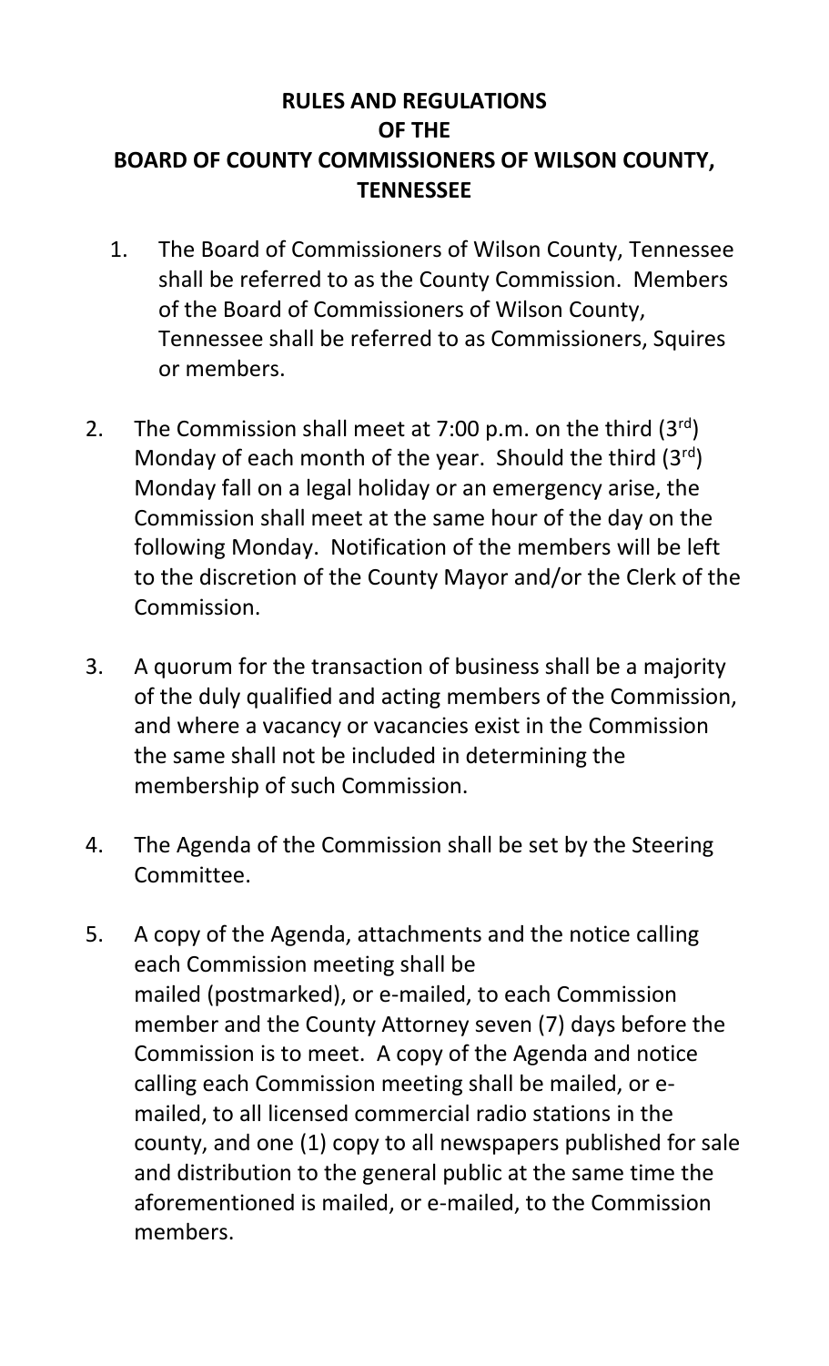# RULES AND REGULATIONS OF THE BOARD OF COUNTY COMMISSIONERS OF WILSON COUNTY, TENNESSEE

1. The Board of Commissioners of Wilson County, Tennessee shall be referred to as the County Commission. Members of the Board of Commissioners of Wilson County, Tennessee shall be referred to as Commissioners, Squires or members.

2. The Commission shall meet at 7:00 p.m. on the third (3rd) Monday of each month of the year. Should the third (3rd) Monday fall on a legal holiday or an emergency arise, the Commission shall meet at the same hour of the day on the following Monday. Notification of the members will be left to the discretion of the County Mayor and/or the Clerk of the Commission.

3. A quorum for the transaction of business shall be a majority of the duly qualified and acting members of the Commission, and where a vacancy or vacancies exist in the Commission the same shall not be included in determining the membership of such Commission.

4. The Agenda of the Commission shall be set by the Steering Committee.

5. A copy of the Agenda, attachments and the notice calling each Commission meeting shall be mailed (postmarked), or e-mailed, to each Commission member and the County Attorney seven (7) days before the Commission is to meet. A copy of the Agenda and notice calling each Commission meeting shall be mailed, or e-mailed, to all licensed commercial radio stations in the county, and one (1) copy to all newspapers published for sale and distribution to the general public at the same time the aforementioned is mailed, or e-mailed, to the Commission members.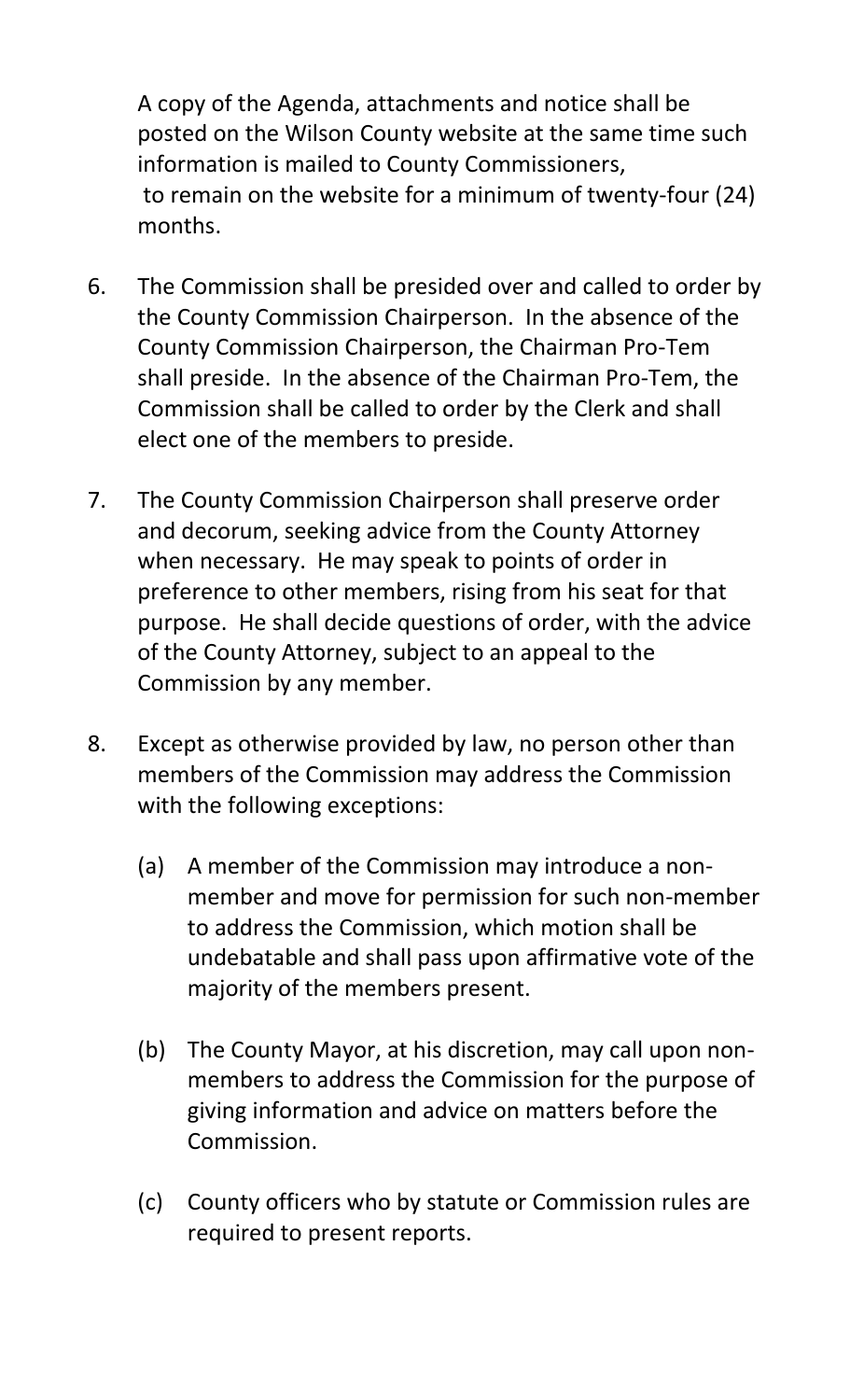A copy of the Agenda, attachments and notice shall be posted on the Wilson County website at the same time such information is mailed to County Commissioners, to remain on the website for a minimum of twenty-four (24) months.

6. The Commission shall be presided over and called to order by the County Commission Chairperson. In the absence of the County Commission Chairperson, the Chairman Pro-Tem shall preside. In the absence of the Chairman Pro-Tem, the Commission shall be called to order by the Clerk and shall elect one of the members to preside.

7. The County Commission Chairperson shall preserve order and decorum, seeking advice from the County Attorney when necessary. He may speak to points of order in preference to other members, rising from his seat for that purpose. He shall decide questions of order, with the advice of the County Attorney, subject to an appeal to the Commission by any member.

8. Except as otherwise provided by law, no person other than members of the Commission may address the Commission with the following exceptions:

   (a) A member of the Commission may introduce a non-member and move for permission for such non-member to address the Commission, which motion shall be undebatable and shall pass upon affirmative vote of the majority of the members present.

   (b) The County Mayor, at his discretion, may call upon non-members to address the Commission for the purpose of giving information and advice on matters before the Commission.

   (c) County officers who by statute or Commission rules are required to present reports.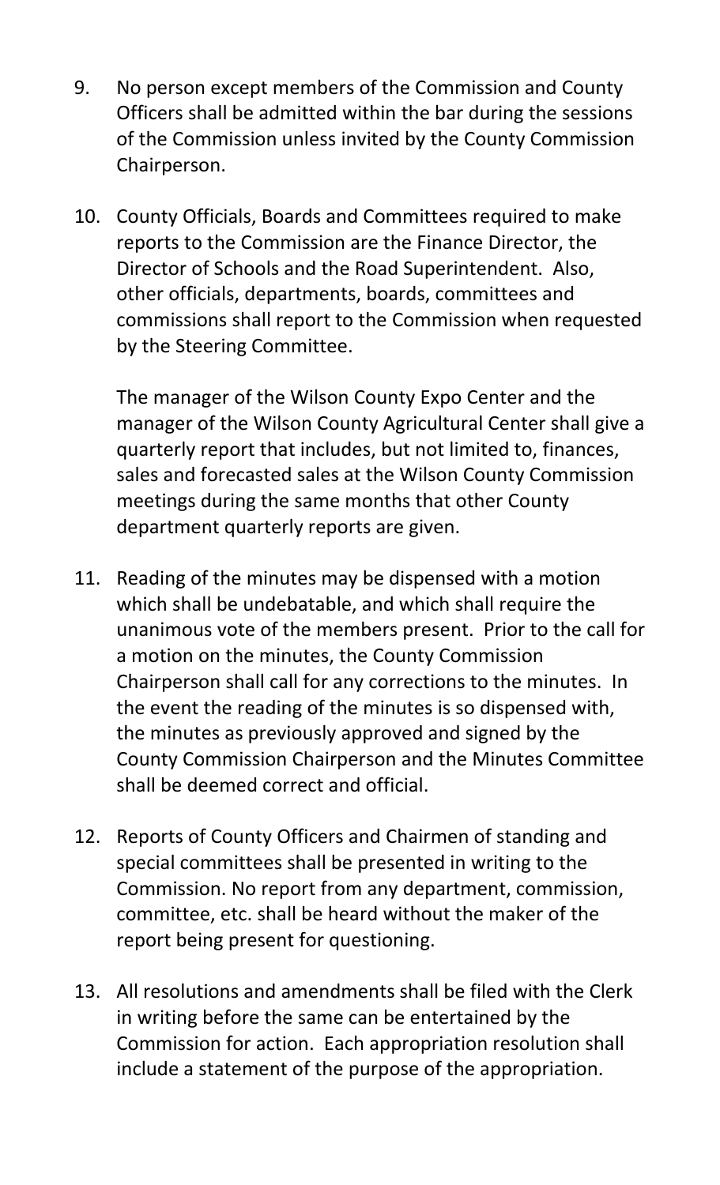9. No person except members of the Commission and County Officers shall be admitted within the bar during the sessions of the Commission unless invited by the County Commission Chairperson.

10. County Officials, Boards and Committees required to make reports to the Commission are the Finance Director, the Director of Schools and the Road Superintendent. Also, other officials, departments, boards, committees and commissions shall report to the Commission when requested by the Steering Committee.

    The manager of the Wilson County Expo Center and the manager of the Wilson County Agricultural Center shall give a quarterly report that includes, but not limited to, finances, sales and forecasted sales at the Wilson County Commission meetings during the same months that other County department quarterly reports are given.

11. Reading of the minutes may be dispensed with a motion which shall be undebatable, and which shall require the unanimous vote of the members present. Prior to the call for a motion on the minutes, the County Commission Chairperson shall call for any corrections to the minutes. In the event the reading of the minutes is so dispensed with, the minutes as previously approved and signed by the County Commission Chairperson and the Minutes Committee shall be deemed correct and official.

12. Reports of County Officers and Chairmen of standing and special committees shall be presented in writing to the Commission. No report from any department, commission, committee, etc. shall be heard without the maker of the report being present for questioning.

13. All resolutions and amendments shall be filed with the Clerk in writing before the same can be entertained by the Commission for action. Each appropriation resolution shall include a statement of the purpose of the appropriation.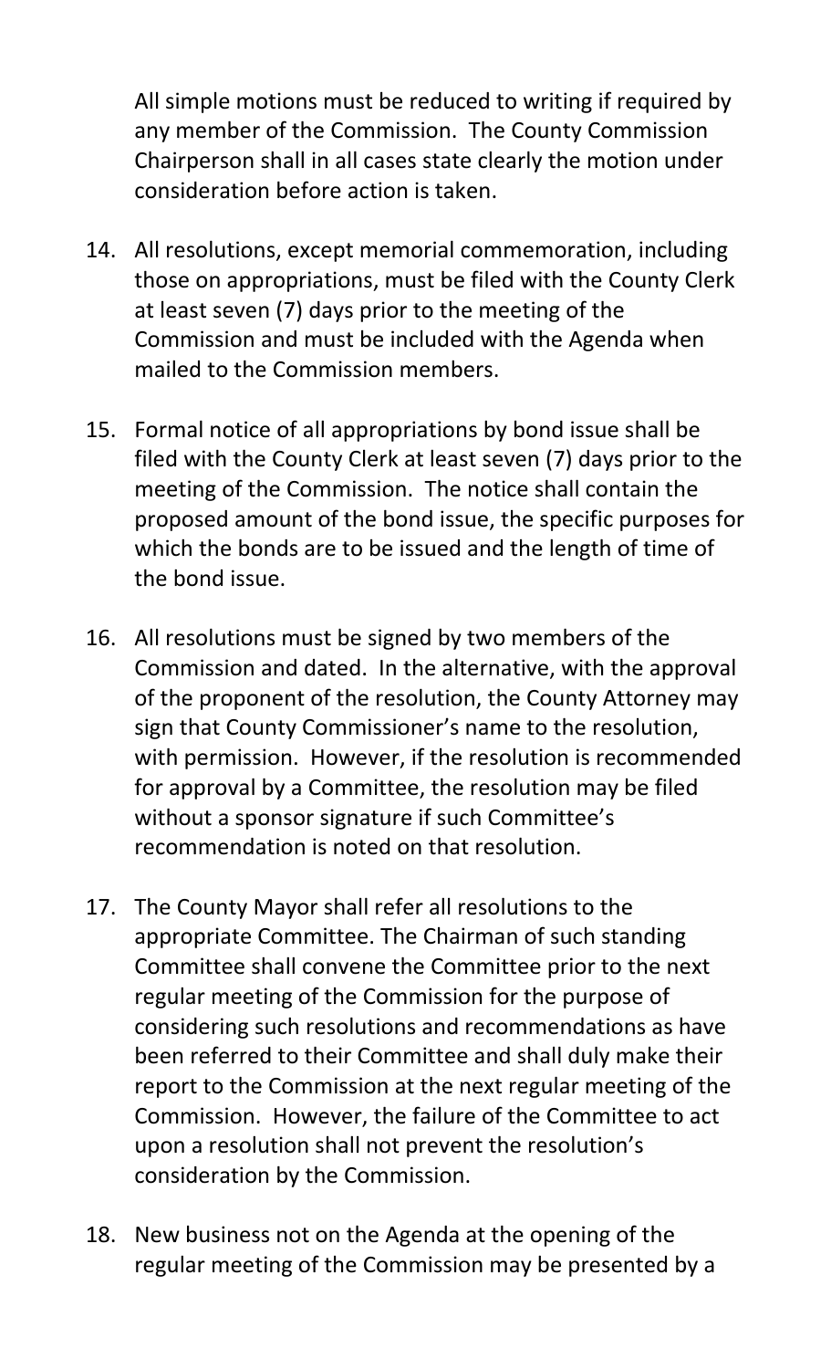All simple motions must be reduced to writing if required by any member of the Commission. The County Commission Chairperson shall in all cases state clearly the motion under consideration before action is taken.

14. All resolutions, except memorial commemoration, including those on appropriations, must be filed with the County Clerk at least seven (7) days prior to the meeting of the Commission and must be included with the Agenda when mailed to the Commission members.

15. Formal notice of all appropriations by bond issue shall be filed with the County Clerk at least seven (7) days prior to the meeting of the Commission. The notice shall contain the proposed amount of the bond issue, the specific purposes for which the bonds are to be issued and the length of time of the bond issue.

16. All resolutions must be signed by two members of the Commission and dated. In the alternative, with the approval of the proponent of the resolution, the County Attorney may sign that County Commissioner's name to the resolution, with permission. However, if the resolution is recommended for approval by a Committee, the resolution may be filed without a sponsor signature if such Committee's recommendation is noted on that resolution.

17. The County Mayor shall refer all resolutions to the appropriate Committee. The Chairman of such standing Committee shall convene the Committee prior to the next regular meeting of the Commission for the purpose of considering such resolutions and recommendations as have been referred to their Committee and shall duly make their report to the Commission at the next regular meeting of the Commission. However, the failure of the Committee to act upon a resolution shall not prevent the resolution's consideration by the Commission.

18. New business not on the Agenda at the opening of the regular meeting of the Commission may be presented by a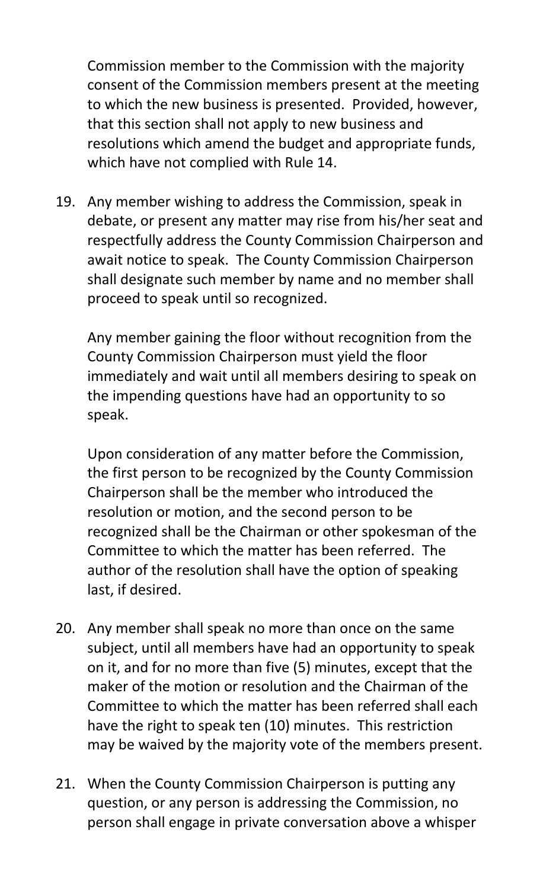Commission member to the Commission with the majority consent of the Commission members present at the meeting to which the new business is presented. Provided, however, that this section shall not apply to new business and resolutions which amend the budget and appropriate funds, which have not complied with Rule 14.

19. Any member wishing to address the Commission, speak in debate, or present any matter may rise from his/her seat and respectfully address the County Commission Chairperson and await notice to speak. The County Commission Chairperson shall designate such member by name and no member shall proceed to speak until so recognized.

    Any member gaining the floor without recognition from the County Commission Chairperson must yield the floor immediately and wait until all members desiring to speak on the impending questions have had an opportunity to so speak.

    Upon consideration of any matter before the Commission, the first person to be recognized by the County Commission Chairperson shall be the member who introduced the resolution or motion, and the second person to be recognized shall be the Chairman or other spokesman of the Committee to which the matter has been referred. The author of the resolution shall have the option of speaking last, if desired.

20. Any member shall speak no more than once on the same subject, until all members have had an opportunity to speak on it, and for no more than five (5) minutes, except that the maker of the motion or resolution and the Chairman of the Committee to which the matter has been referred shall each have the right to speak ten (10) minutes. This restriction may be waived by the majority vote of the members present.

21. When the County Commission Chairperson is putting any question, or any person is addressing the Commission, no person shall engage in private conversation above a whisper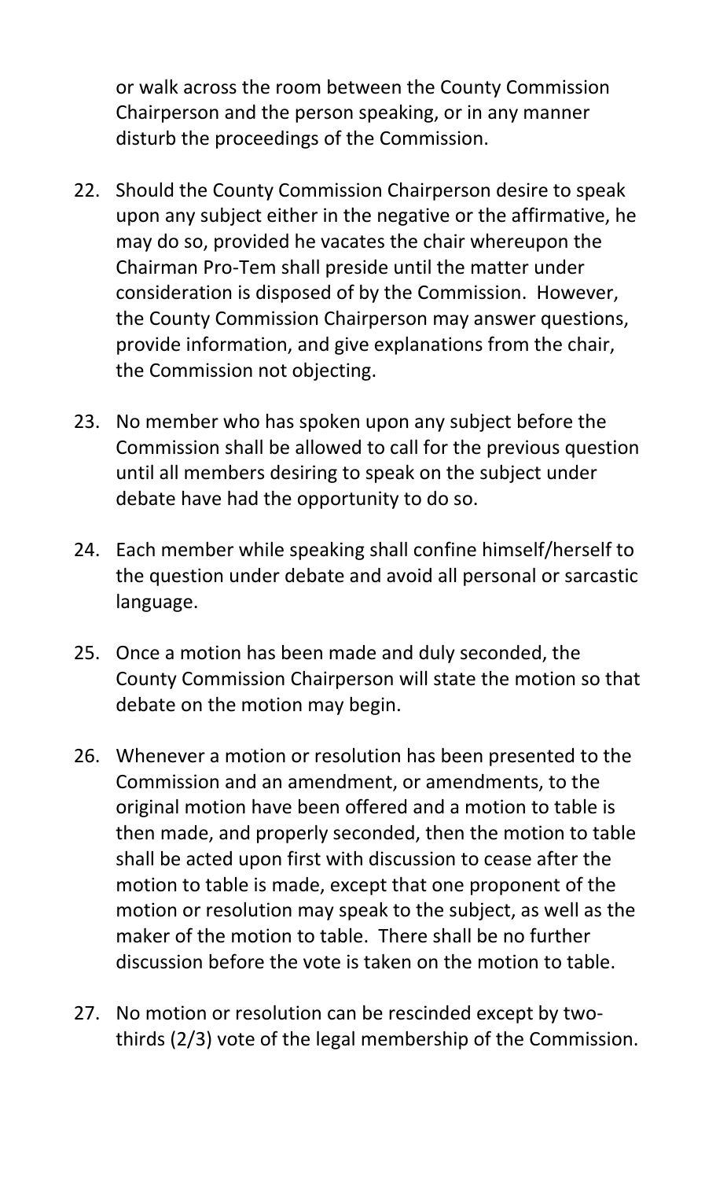or walk across the room between the County Commission Chairperson and the person speaking, or in any manner disturb the proceedings of the Commission.

22. Should the County Commission Chairperson desire to speak upon any subject either in the negative or the affirmative, he may do so, provided he vacates the chair whereupon the Chairman Pro-Tem shall preside until the matter under consideration is disposed of by the Commission. However, the County Commission Chairperson may answer questions, provide information, and give explanations from the chair, the Commission not objecting.

23. No member who has spoken upon any subject before the Commission shall be allowed to call for the previous question until all members desiring to speak on the subject under debate have had the opportunity to do so.

24. Each member while speaking shall confine himself/herself to the question under debate and avoid all personal or sarcastic language.

25. Once a motion has been made and duly seconded, the County Commission Chairperson will state the motion so that debate on the motion may begin.

26. Whenever a motion or resolution has been presented to the Commission and an amendment, or amendments, to the original motion have been offered and a motion to table is then made, and properly seconded, then the motion to table shall be acted upon first with discussion to cease after the motion to table is made, except that one proponent of the motion or resolution may speak to the subject, as well as the maker of the motion to table. There shall be no further discussion before the vote is taken on the motion to table.

27. No motion or resolution can be rescinded except by two-thirds (2/3) vote of the legal membership of the Commission.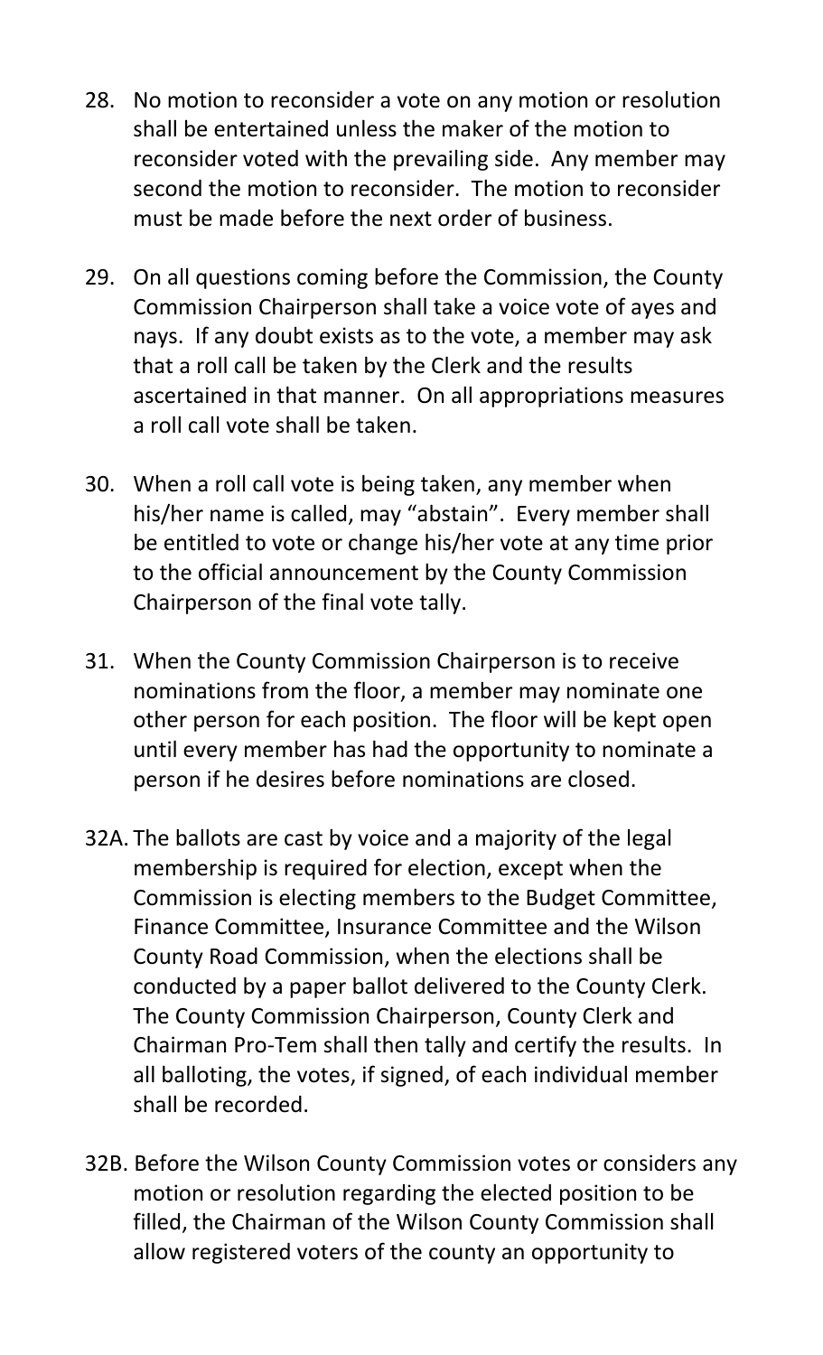28. No motion to reconsider a vote on any motion or resolution shall be entertained unless the maker of the motion to reconsider voted with the prevailing side. Any member may second the motion to reconsider. The motion to reconsider must be made before the next order of business.

29. On all questions coming before the Commission, the County Commission Chairperson shall take a voice vote of ayes and nays. If any doubt exists as to the vote, a member may ask that a roll call be taken by the Clerk and the results ascertained in that manner. On all appropriations measures a roll call vote shall be taken.

30. When a roll call vote is being taken, any member when his/her name is called, may "abstain". Every member shall be entitled to vote or change his/her vote at any time prior to the official announcement by the County Commission Chairperson of the final vote tally.

31. When the County Commission Chairperson is to receive nominations from the floor, a member may nominate one other person for each position. The floor will be kept open until every member has had the opportunity to nominate a person if he desires before nominations are closed.

32A. The ballots are cast by voice and a majority of the legal membership is required for election, except when the Commission is electing members to the Budget Committee, Finance Committee, Insurance Committee and the Wilson County Road Commission, when the elections shall be conducted by a paper ballot delivered to the County Clerk. The County Commission Chairperson, County Clerk and Chairman Pro-Tem shall then tally and certify the results. In all balloting, the votes, if signed, of each individual member shall be recorded.

32B. Before the Wilson County Commission votes or considers any motion or resolution regarding the elected position to be filled, the Chairman of the Wilson County Commission shall allow registered voters of the county an opportunity to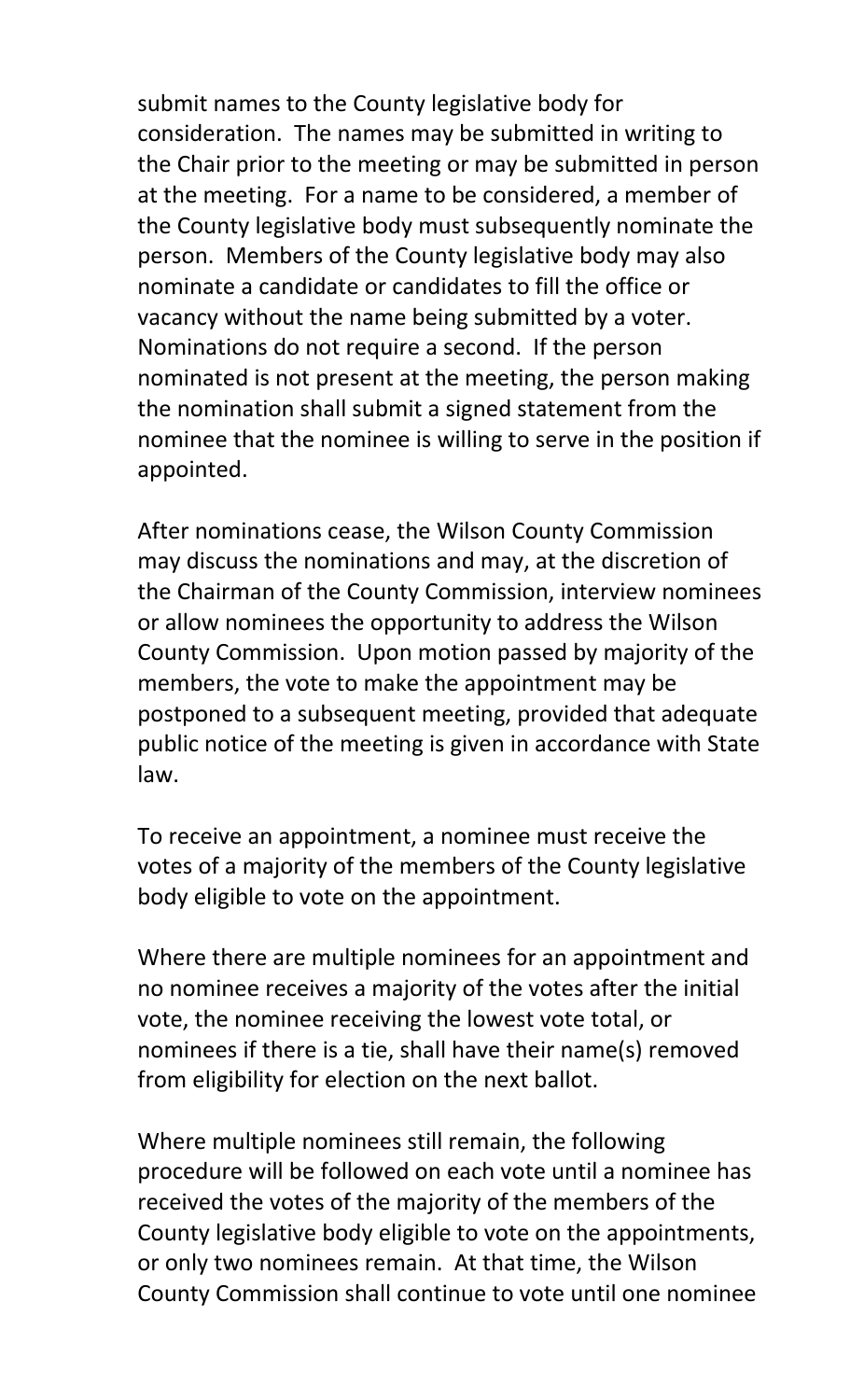submit names to the County legislative body for consideration. The names may be submitted in writing to the Chair prior to the meeting or may be submitted in person at the meeting. For a name to be considered, a member of the County legislative body must subsequently nominate the person. Members of the County legislative body may also nominate a candidate or candidates to fill the office or vacancy without the name being submitted by a voter. Nominations do not require a second. If the person nominated is not present at the meeting, the person making the nomination shall submit a signed statement from the nominee that the nominee is willing to serve in the position if appointed.

After nominations cease, the Wilson County Commission may discuss the nominations and may, at the discretion of the Chairman of the County Commission, interview nominees or allow nominees the opportunity to address the Wilson County Commission. Upon motion passed by majority of the members, the vote to make the appointment may be postponed to a subsequent meeting, provided that adequate public notice of the meeting is given in accordance with State law.

To receive an appointment, a nominee must receive the votes of a majority of the members of the County legislative body eligible to vote on the appointment.

Where there are multiple nominees for an appointment and no nominee receives a majority of the votes after the initial vote, the nominee receiving the lowest vote total, or nominees if there is a tie, shall have their name(s) removed from eligibility for election on the next ballot.

Where multiple nominees still remain, the following procedure will be followed on each vote until a nominee has received the votes of the majority of the members of the County legislative body eligible to vote on the appointments, or only two nominees remain. At that time, the Wilson County Commission shall continue to vote until one nominee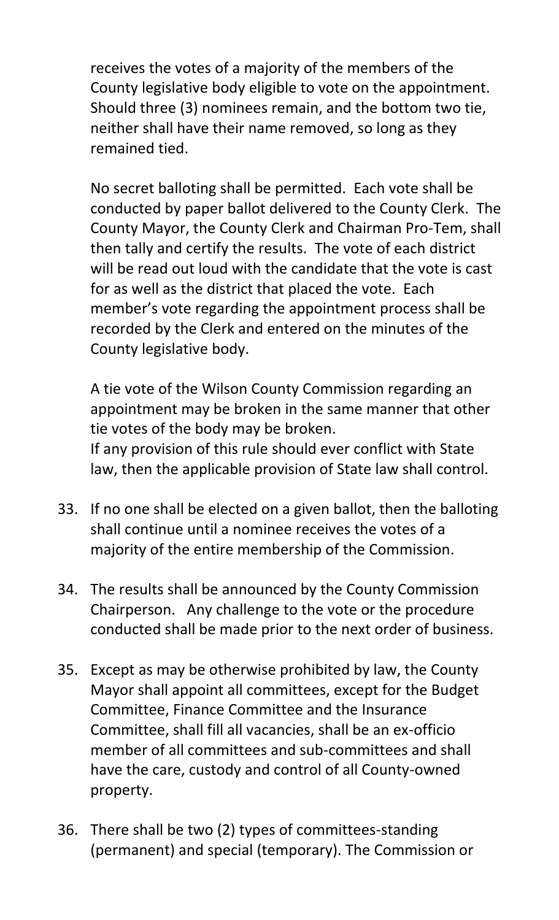receives the votes of a majority of the members of the County legislative body eligible to vote on the appointment. Should three (3) nominees remain, and the bottom two tie, neither shall have their name removed, so long as they remained tied.

No secret balloting shall be permitted. Each vote shall be conducted by paper ballot delivered to the County Clerk. The County Mayor, the County Clerk and Chairman Pro-Tem, shall then tally and certify the results. The vote of each district will be read out loud with the candidate that the vote is cast for as well as the district that placed the vote. Each member's vote regarding the appointment process shall be recorded by the Clerk and entered on the minutes of the County legislative body.

A tie vote of the Wilson County Commission regarding an appointment may be broken in the same manner that other tie votes of the body may be broken.
If any provision of this rule should ever conflict with State law, then the applicable provision of State law shall control.

33. If no one shall be elected on a given ballot, then the balloting shall continue until a nominee receives the votes of a majority of the entire membership of the Commission.

34. The results shall be announced by the County Commission Chairperson. Any challenge to the vote or the procedure conducted shall be made prior to the next order of business.

35. Except as may be otherwise prohibited by law, the County Mayor shall appoint all committees, except for the Budget Committee, Finance Committee and the Insurance Committee, shall fill all vacancies, shall be an ex-officio member of all committees and sub-committees and shall have the care, custody and control of all County-owned property.

36. There shall be two (2) types of committees-standing (permanent) and special (temporary). The Commission or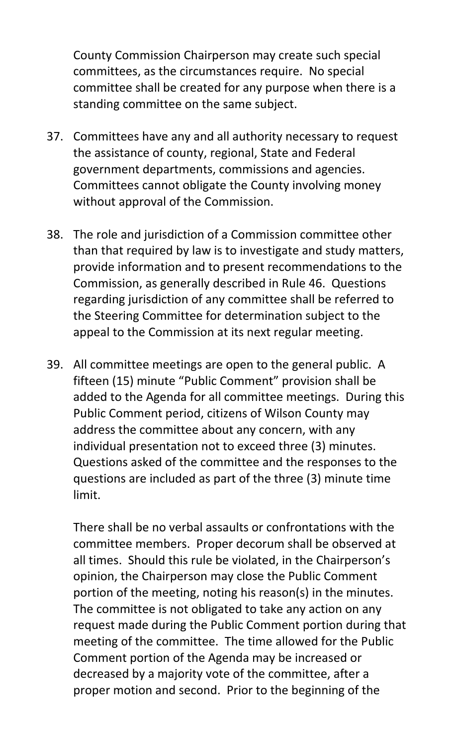County Commission Chairperson may create such special committees, as the circumstances require. No special committee shall be created for any purpose when there is a standing committee on the same subject.

37. Committees have any and all authority necessary to request the assistance of county, regional, State and Federal government departments, commissions and agencies. Committees cannot obligate the County involving money without approval of the Commission.

38. The role and jurisdiction of a Commission committee other than that required by law is to investigate and study matters, provide information and to present recommendations to the Commission, as generally described in Rule 46. Questions regarding jurisdiction of any committee shall be referred to the Steering Committee for determination subject to the appeal to the Commission at its next regular meeting.

39. All committee meetings are open to the general public. A fifteen (15) minute "Public Comment" provision shall be added to the Agenda for all committee meetings. During this Public Comment period, citizens of Wilson County may address the committee about any concern, with any individual presentation not to exceed three (3) minutes. Questions asked of the committee and the responses to the questions are included as part of the three (3) minute time limit.

    There shall be no verbal assaults or confrontations with the committee members. Proper decorum shall be observed at all times. Should this rule be violated, in the Chairperson's opinion, the Chairperson may close the Public Comment portion of the meeting, noting his reason(s) in the minutes. The committee is not obligated to take any action on any request made during the Public Comment portion during that meeting of the committee. The time allowed for the Public Comment portion of the Agenda may be increased or decreased by a majority vote of the committee, after a proper motion and second. Prior to the beginning of the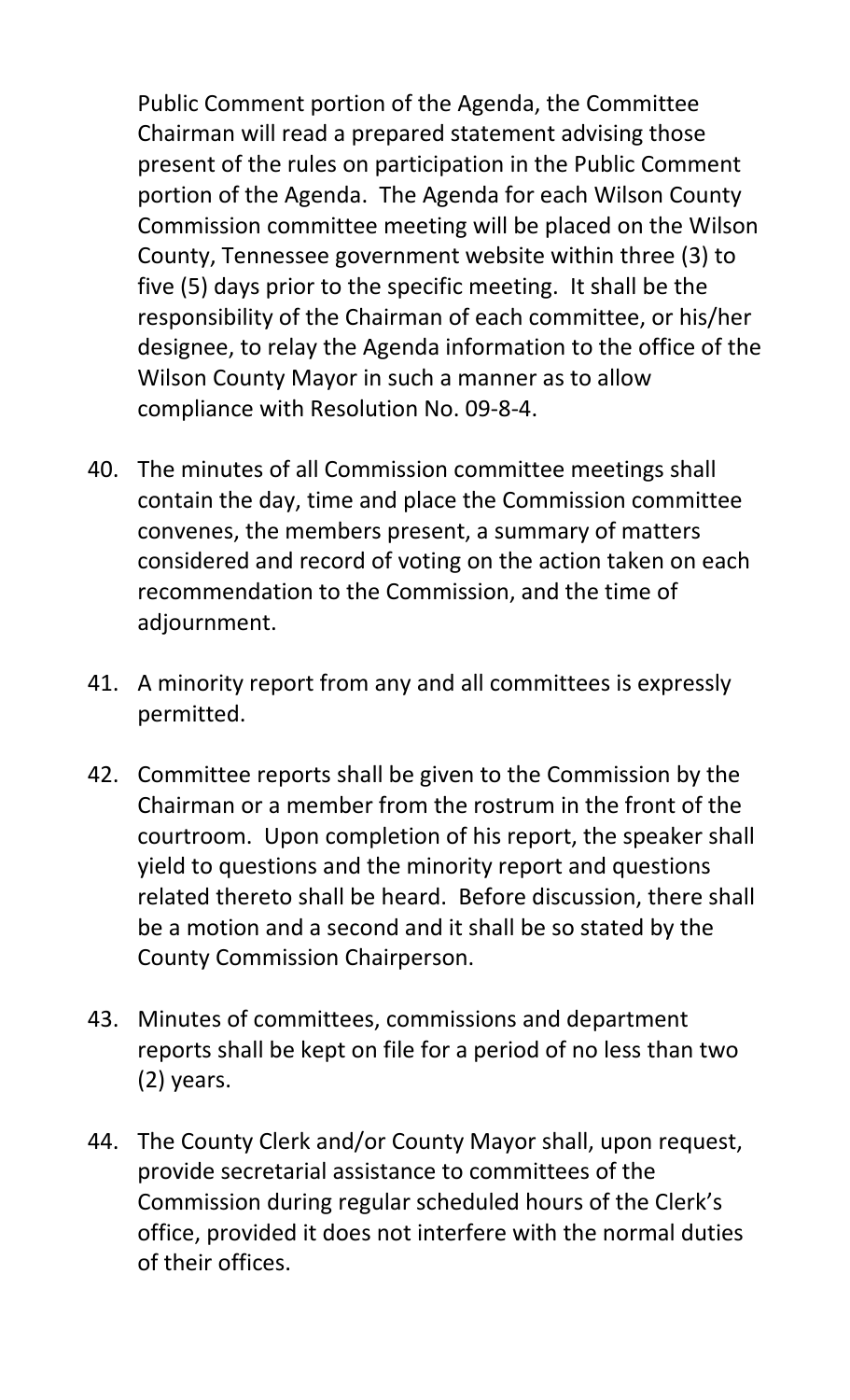Public Comment portion of the Agenda, the Committee Chairman will read a prepared statement advising those present of the rules on participation in the Public Comment portion of the Agenda. The Agenda for each Wilson County Commission committee meeting will be placed on the Wilson County, Tennessee government website within three (3) to five (5) days prior to the specific meeting. It shall be the responsibility of the Chairman of each committee, or his/her designee, to relay the Agenda information to the office of the Wilson County Mayor in such a manner as to allow compliance with Resolution No. 09-8-4.

40. The minutes of all Commission committee meetings shall contain the day, time and place the Commission committee convenes, the members present, a summary of matters considered and record of voting on the action taken on each recommendation to the Commission, and the time of adjournment.

41. A minority report from any and all committees is expressly permitted.

42. Committee reports shall be given to the Commission by the Chairman or a member from the rostrum in the front of the courtroom. Upon completion of his report, the speaker shall yield to questions and the minority report and questions related thereto shall be heard. Before discussion, there shall be a motion and a second and it shall be so stated by the County Commission Chairperson.

43. Minutes of committees, commissions and department reports shall be kept on file for a period of no less than two (2) years.

44. The County Clerk and/or County Mayor shall, upon request, provide secretarial assistance to committees of the Commission during regular scheduled hours of the Clerk's office, provided it does not interfere with the normal duties of their offices.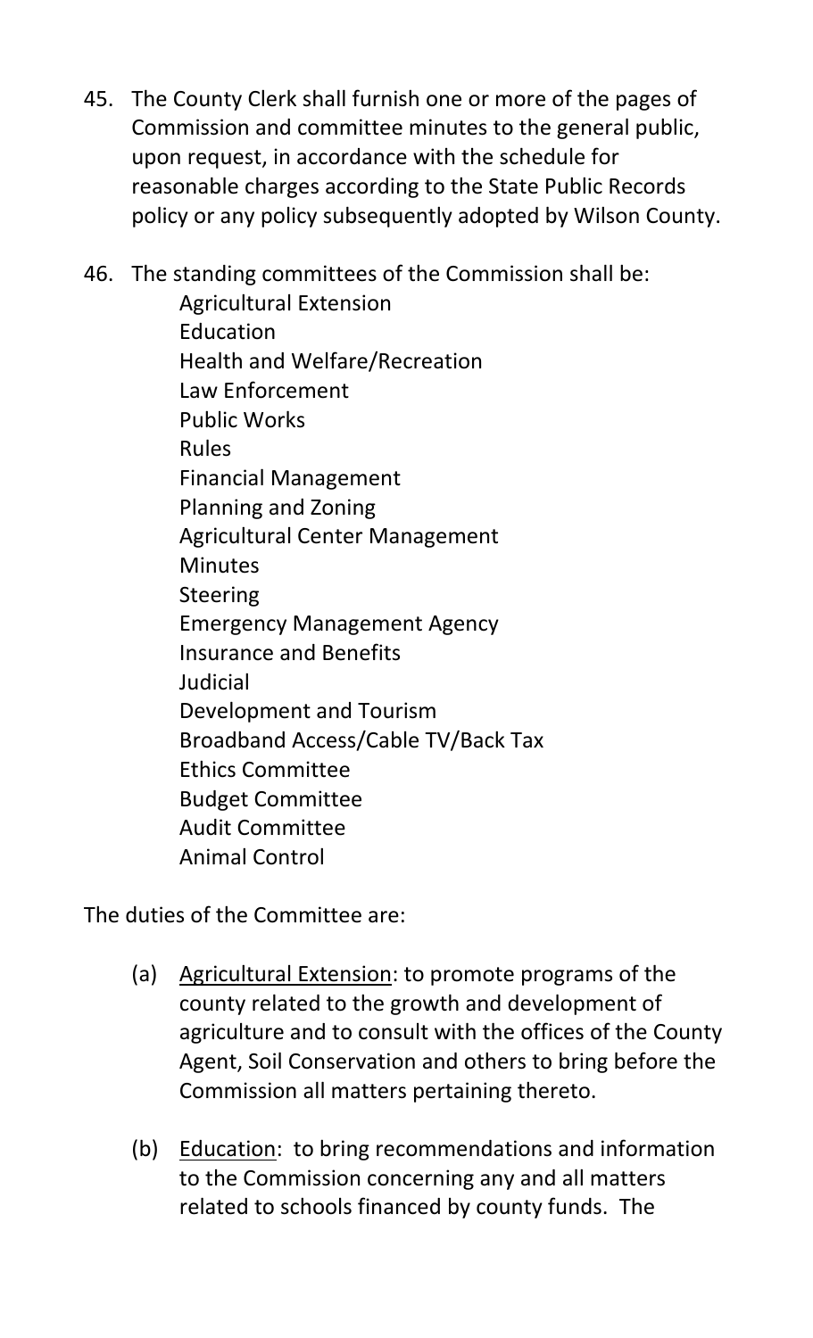45. The County Clerk shall furnish one or more of the pages of Commission and committee minutes to the general public, upon request, in accordance with the schedule for reasonable charges according to the State Public Records policy or any policy subsequently adopted by Wilson County.

46. The standing committees of the Commission shall be:

    Agricultural Extension
    Education
    Health and Welfare/Recreation
    Law Enforcement
    Public Works
    Rules
    Financial Management
    Planning and Zoning
    Agricultural Center Management
    Minutes
    Steering
    Emergency Management Agency
    Insurance and Benefits
    Judicial
    Development and Tourism
    Broadband Access/Cable TV/Back Tax
    Ethics Committee
    Budget Committee
    Audit Committee
    Animal Control

The duties of the Committee are:

(a) Agricultural Extension: to promote programs of the county related to the growth and development of agriculture and to consult with the offices of the County Agent, Soil Conservation and others to bring before the Commission all matters pertaining thereto.

(b) Education: to bring recommendations and information to the Commission concerning any and all matters related to schools financed by county funds. The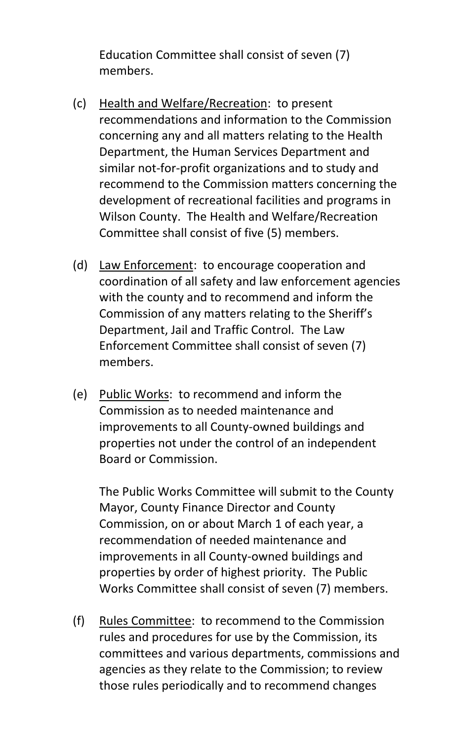Education Committee shall consist of seven (7) members.

(c) Health and Welfare/Recreation: to present recommendations and information to the Commission concerning any and all matters relating to the Health Department, the Human Services Department and similar not-for-profit organizations and to study and recommend to the Commission matters concerning the development of recreational facilities and programs in Wilson County. The Health and Welfare/Recreation Committee shall consist of five (5) members.

(d) Law Enforcement: to encourage cooperation and coordination of all safety and law enforcement agencies with the county and to recommend and inform the Commission of any matters relating to the Sheriff's Department, Jail and Traffic Control. The Law Enforcement Committee shall consist of seven (7) members.

(e) Public Works: to recommend and inform the Commission as to needed maintenance and improvements to all County-owned buildings and properties not under the control of an independent Board or Commission.

The Public Works Committee will submit to the County Mayor, County Finance Director and County Commission, on or about March 1 of each year, a recommendation of needed maintenance and improvements in all County-owned buildings and properties by order of highest priority. The Public Works Committee shall consist of seven (7) members.

(f) Rules Committee: to recommend to the Commission rules and procedures for use by the Commission, its committees and various departments, commissions and agencies as they relate to the Commission; to review those rules periodically and to recommend changes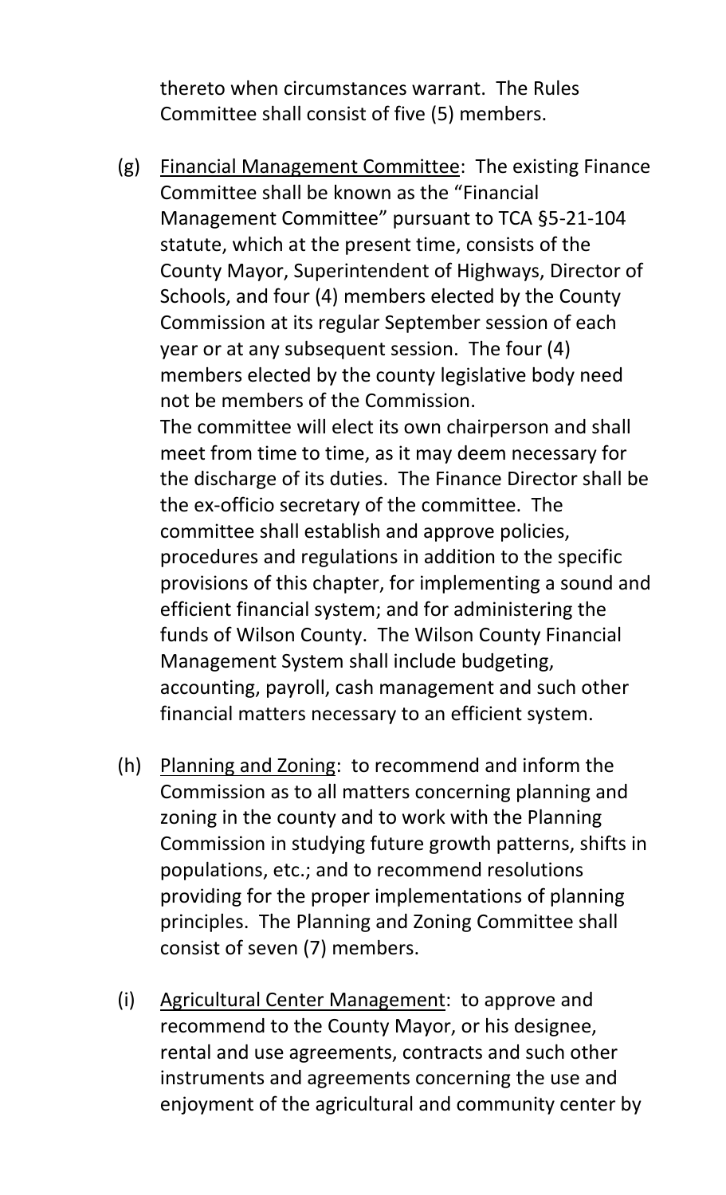thereto when circumstances warrant. The Rules Committee shall consist of five (5) members.

(g) <u>Financial Management Committee</u>: The existing Finance Committee shall be known as the "Financial Management Committee" pursuant to TCA §5-21-104 statute, which at the present time, consists of the County Mayor, Superintendent of Highways, Director of Schools, and four (4) members elected by the County Commission at its regular September session of each year or at any subsequent session. The four (4) members elected by the county legislative body need not be members of the Commission.
The committee will elect its own chairperson and shall meet from time to time, as it may deem necessary for the discharge of its duties. The Finance Director shall be the ex-officio secretary of the committee. The committee shall establish and approve policies, procedures and regulations in addition to the specific provisions of this chapter, for implementing a sound and efficient financial system; and for administering the funds of Wilson County. The Wilson County Financial Management System shall include budgeting, accounting, payroll, cash management and such other financial matters necessary to an efficient system.

(h) <u>Planning and Zoning</u>: to recommend and inform the Commission as to all matters concerning planning and zoning in the county and to work with the Planning Commission in studying future growth patterns, shifts in populations, etc.; and to recommend resolutions providing for the proper implementations of planning principles. The Planning and Zoning Committee shall consist of seven (7) members.

(i) <u>Agricultural Center Management</u>: to approve and recommend to the County Mayor, or his designee, rental and use agreements, contracts and such other instruments and agreements concerning the use and enjoyment of the agricultural and community center by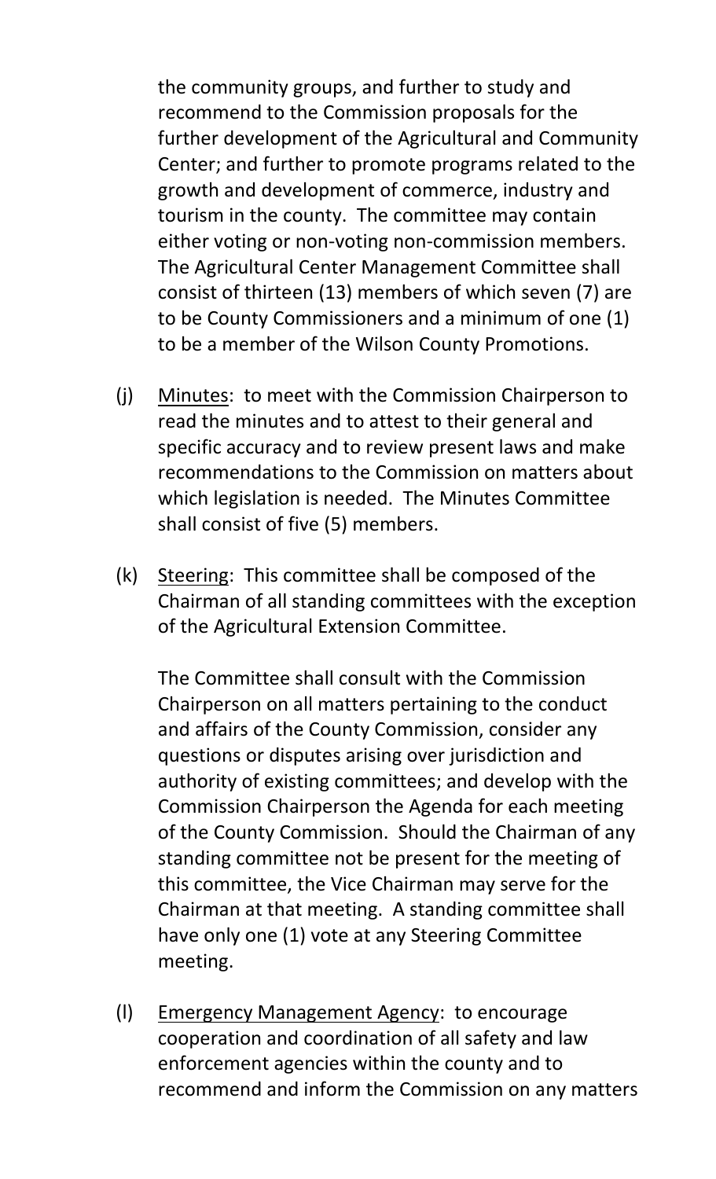the community groups, and further to study and recommend to the Commission proposals for the further development of the Agricultural and Community Center; and further to promote programs related to the growth and development of commerce, industry and tourism in the county. The committee may contain either voting or non-voting non-commission members. The Agricultural Center Management Committee shall consist of thirteen (13) members of which seven (7) are to be County Commissioners and a minimum of one (1) to be a member of the Wilson County Promotions.

(j) Minutes: to meet with the Commission Chairperson to read the minutes and to attest to their general and specific accuracy and to review present laws and make recommendations to the Commission on matters about which legislation is needed. The Minutes Committee shall consist of five (5) members.

(k) Steering: This committee shall be composed of the Chairman of all standing committees with the exception of the Agricultural Extension Committee.

The Committee shall consult with the Commission Chairperson on all matters pertaining to the conduct and affairs of the County Commission, consider any questions or disputes arising over jurisdiction and authority of existing committees; and develop with the Commission Chairperson the Agenda for each meeting of the County Commission. Should the Chairman of any standing committee not be present for the meeting of this committee, the Vice Chairman may serve for the Chairman at that meeting. A standing committee shall have only one (1) vote at any Steering Committee meeting.

(l) Emergency Management Agency: to encourage cooperation and coordination of all safety and law enforcement agencies within the county and to recommend and inform the Commission on any matters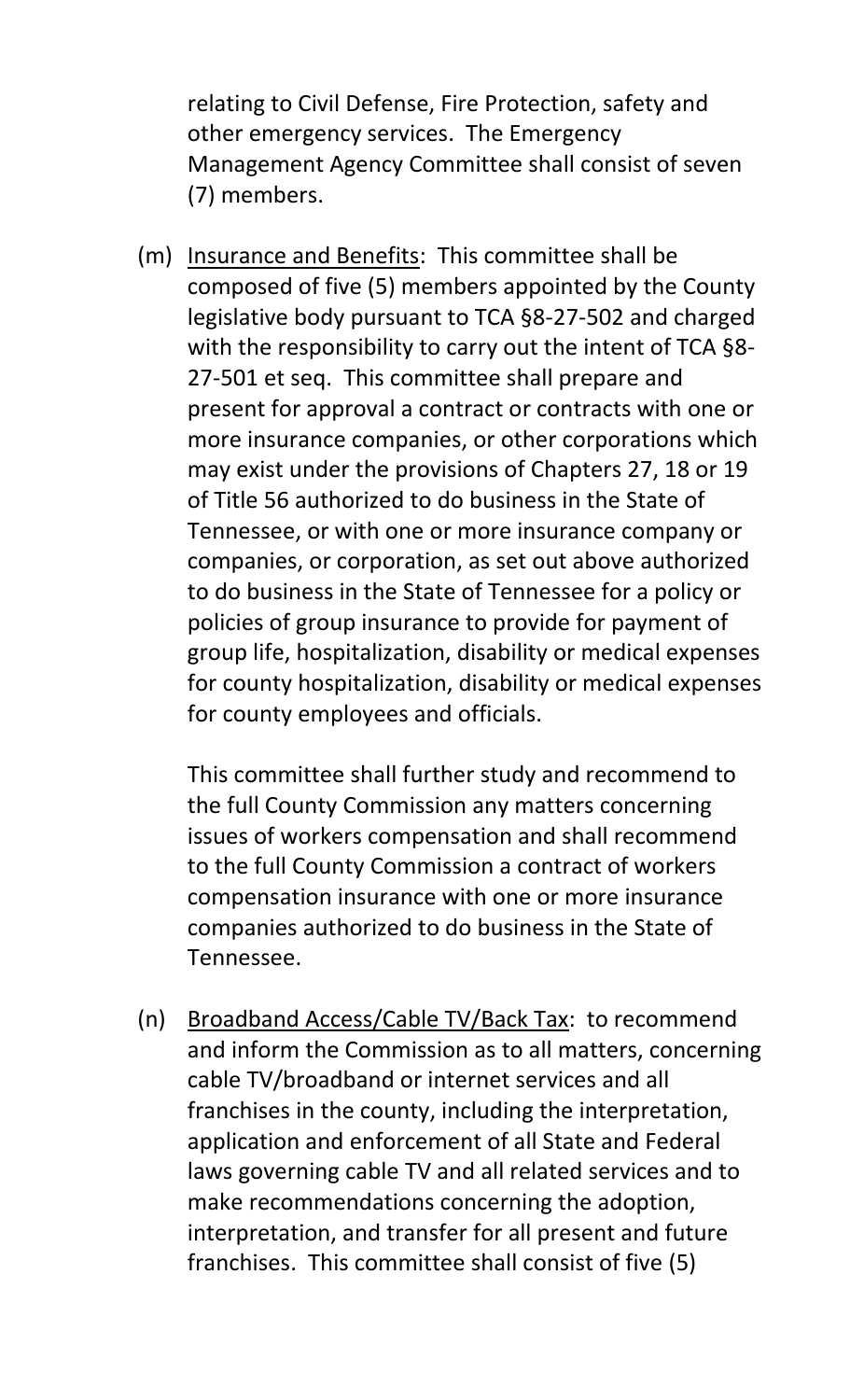relating to Civil Defense, Fire Protection, safety and other emergency services. The Emergency Management Agency Committee shall consist of seven (7) members.

(m) Insurance and Benefits: This committee shall be composed of five (5) members appointed by the County legislative body pursuant to TCA §8-27-502 and charged with the responsibility to carry out the intent of TCA §8-27-501 et seq. This committee shall prepare and present for approval a contract or contracts with one or more insurance companies, or other corporations which may exist under the provisions of Chapters 27, 18 or 19 of Title 56 authorized to do business in the State of Tennessee, or with one or more insurance company or companies, or corporation, as set out above authorized to do business in the State of Tennessee for a policy or policies of group insurance to provide for payment of group life, hospitalization, disability or medical expenses for county hospitalization, disability or medical expenses for county employees and officials.

This committee shall further study and recommend to the full County Commission any matters concerning issues of workers compensation and shall recommend to the full County Commission a contract of workers compensation insurance with one or more insurance companies authorized to do business in the State of Tennessee.

(n) Broadband Access/Cable TV/Back Tax: to recommend and inform the Commission as to all matters, concerning cable TV/broadband or internet services and all franchises in the county, including the interpretation, application and enforcement of all State and Federal laws governing cable TV and all related services and to make recommendations concerning the adoption, interpretation, and transfer for all present and future franchises. This committee shall consist of five (5)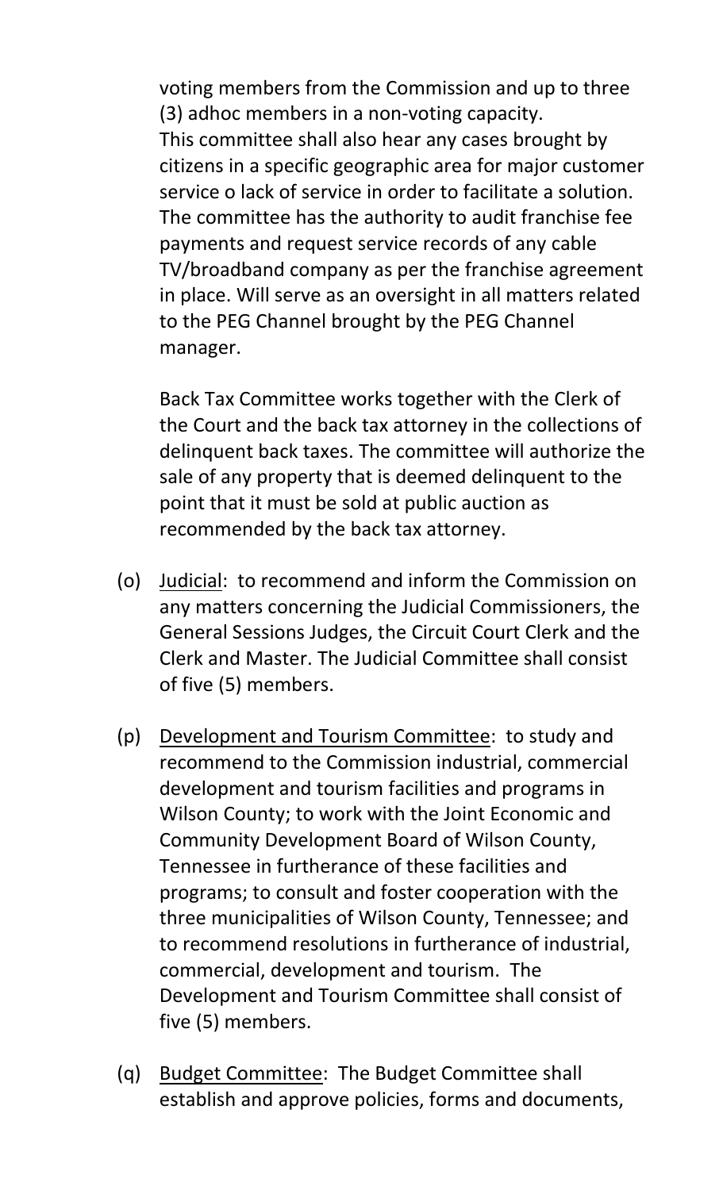voting members from the Commission and up to three (3) adhoc members in a non-voting capacity. This committee shall also hear any cases brought by citizens in a specific geographic area for major customer service o lack of service in order to facilitate a solution. The committee has the authority to audit franchise fee payments and request service records of any cable TV/broadband company as per the franchise agreement in place. Will serve as an oversight in all matters related to the PEG Channel brought by the PEG Channel manager.

Back Tax Committee works together with the Clerk of the Court and the back tax attorney in the collections of delinquent back taxes. The committee will authorize the sale of any property that is deemed delinquent to the point that it must be sold at public auction as recommended by the back tax attorney.

(o) Judicial: to recommend and inform the Commission on any matters concerning the Judicial Commissioners, the General Sessions Judges, the Circuit Court Clerk and the Clerk and Master. The Judicial Committee shall consist of five (5) members.

(p) Development and Tourism Committee: to study and recommend to the Commission industrial, commercial development and tourism facilities and programs in Wilson County; to work with the Joint Economic and Community Development Board of Wilson County, Tennessee in furtherance of these facilities and programs; to consult and foster cooperation with the three municipalities of Wilson County, Tennessee; and to recommend resolutions in furtherance of industrial, commercial, development and tourism. The Development and Tourism Committee shall consist of five (5) members.

(q) Budget Committee: The Budget Committee shall establish and approve policies, forms and documents,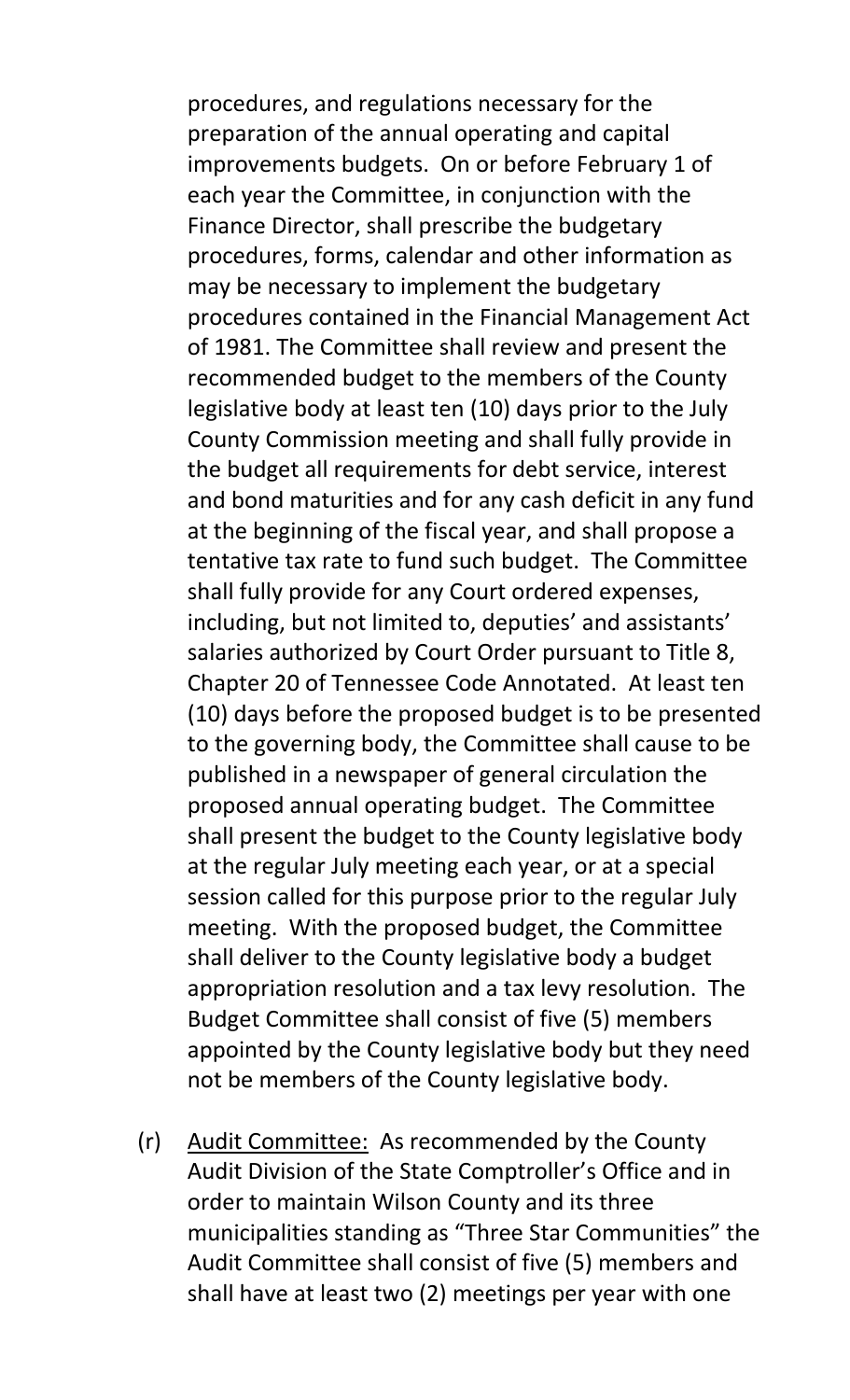procedures, and regulations necessary for the preparation of the annual operating and capital improvements budgets. On or before February 1 of each year the Committee, in conjunction with the Finance Director, shall prescribe the budgetary procedures, forms, calendar and other information as may be necessary to implement the budgetary procedures contained in the Financial Management Act of 1981. The Committee shall review and present the recommended budget to the members of the County legislative body at least ten (10) days prior to the July County Commission meeting and shall fully provide in the budget all requirements for debt service, interest and bond maturities and for any cash deficit in any fund at the beginning of the fiscal year, and shall propose a tentative tax rate to fund such budget. The Committee shall fully provide for any Court ordered expenses, including, but not limited to, deputies' and assistants' salaries authorized by Court Order pursuant to Title 8, Chapter 20 of Tennessee Code Annotated. At least ten (10) days before the proposed budget is to be presented to the governing body, the Committee shall cause to be published in a newspaper of general circulation the proposed annual operating budget. The Committee shall present the budget to the County legislative body at the regular July meeting each year, or at a special session called for this purpose prior to the regular July meeting. With the proposed budget, the Committee shall deliver to the County legislative body a budget appropriation resolution and a tax levy resolution. The Budget Committee shall consist of five (5) members appointed by the County legislative body but they need not be members of the County legislative body.

(r) <u>Audit Committee:</u> As recommended by the County Audit Division of the State Comptroller's Office and in order to maintain Wilson County and its three municipalities standing as "Three Star Communities" the Audit Committee shall consist of five (5) members and shall have at least two (2) meetings per year with one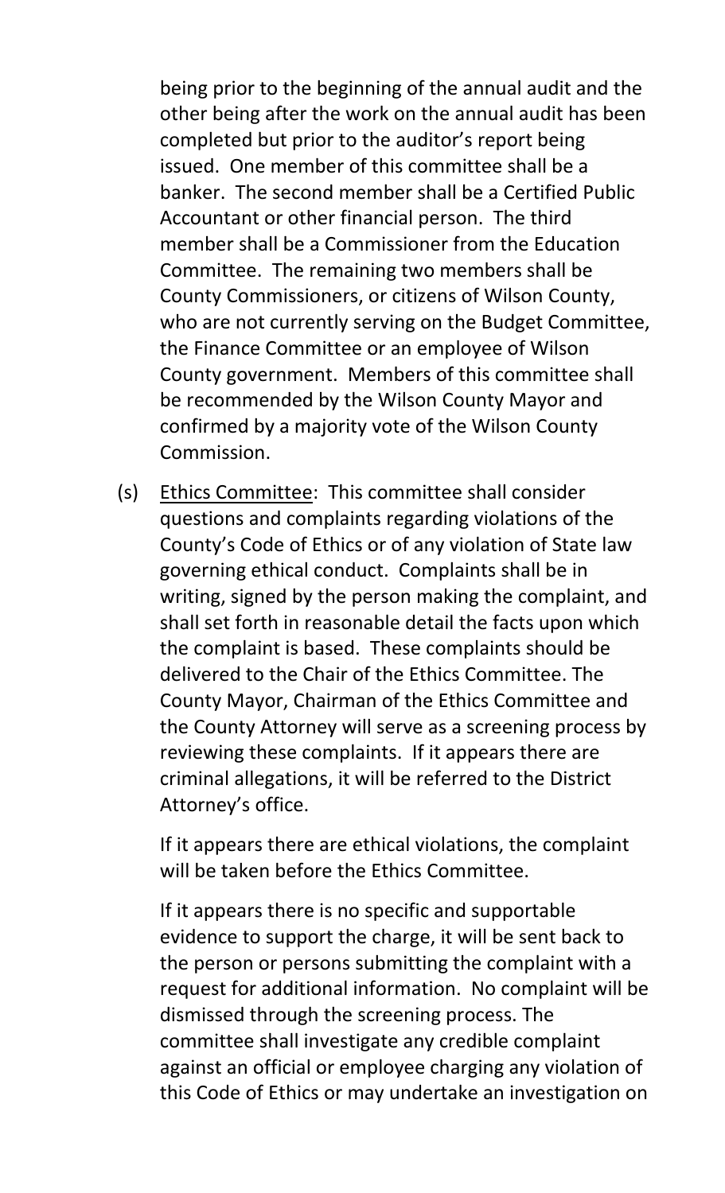being prior to the beginning of the annual audit and the other being after the work on the annual audit has been completed but prior to the auditor's report being issued. One member of this committee shall be a banker. The second member shall be a Certified Public Accountant or other financial person. The third member shall be a Commissioner from the Education Committee. The remaining two members shall be County Commissioners, or citizens of Wilson County, who are not currently serving on the Budget Committee, the Finance Committee or an employee of Wilson County government. Members of this committee shall be recommended by the Wilson County Mayor and confirmed by a majority vote of the Wilson County Commission.

(s) <u>Ethics Committee</u>: This committee shall consider questions and complaints regarding violations of the County's Code of Ethics or of any violation of State law governing ethical conduct. Complaints shall be in writing, signed by the person making the complaint, and shall set forth in reasonable detail the facts upon which the complaint is based. These complaints should be delivered to the Chair of the Ethics Committee. The County Mayor, Chairman of the Ethics Committee and the County Attorney will serve as a screening process by reviewing these complaints. If it appears there are criminal allegations, it will be referred to the District Attorney's office.

    If it appears there are ethical violations, the complaint will be taken before the Ethics Committee.

    If it appears there is no specific and supportable evidence to support the charge, it will be sent back to the person or persons submitting the complaint with a request for additional information. No complaint will be dismissed through the screening process. The committee shall investigate any credible complaint against an official or employee charging any violation of this Code of Ethics or may undertake an investigation on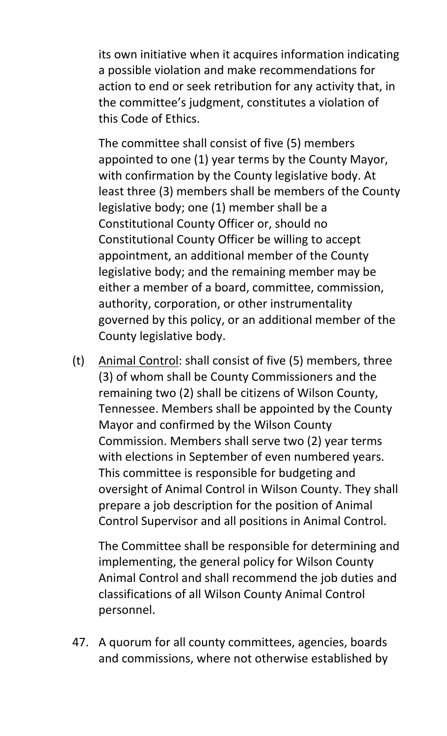its own initiative when it acquires information indicating a possible violation and make recommendations for action to end or seek retribution for any activity that, in the committee's judgment, constitutes a violation of this Code of Ethics.

The committee shall consist of five (5) members appointed to one (1) year terms by the County Mayor, with confirmation by the County legislative body. At least three (3) members shall be members of the County legislative body; one (1) member shall be a Constitutional County Officer or, should no Constitutional County Officer be willing to accept appointment, an additional member of the County legislative body; and the remaining member may be either a member of a board, committee, commission, authority, corporation, or other instrumentality governed by this policy, or an additional member of the County legislative body.

(t) <u>Animal Control</u>: shall consist of five (5) members, three (3) of whom shall be County Commissioners and the remaining two (2) shall be citizens of Wilson County, Tennessee. Members shall be appointed by the County Mayor and confirmed by the Wilson County Commission. Members shall serve two (2) year terms with elections in September of even numbered years. This committee is responsible for budgeting and oversight of Animal Control in Wilson County. They shall prepare a job description for the position of Animal Control Supervisor and all positions in Animal Control.

The Committee shall be responsible for determining and implementing, the general policy for Wilson County Animal Control and shall recommend the job duties and classifications of all Wilson County Animal Control personnel.

47. A quorum for all county committees, agencies, boards and commissions, where not otherwise established by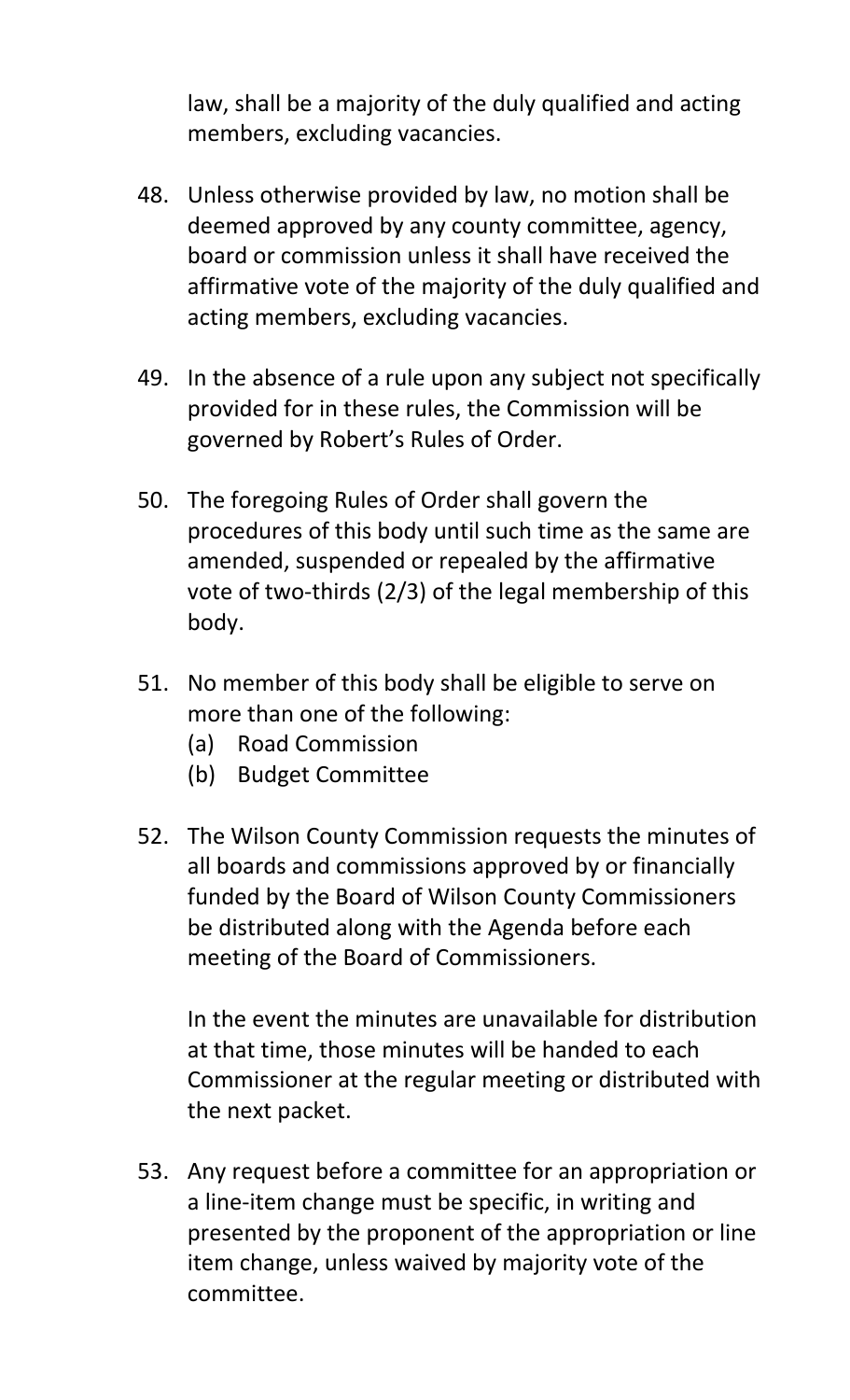law, shall be a majority of the duly qualified and acting members, excluding vacancies.

48. Unless otherwise provided by law, no motion shall be deemed approved by any county committee, agency, board or commission unless it shall have received the affirmative vote of the majority of the duly qualified and acting members, excluding vacancies.

49. In the absence of a rule upon any subject not specifically provided for in these rules, the Commission will be governed by Robert's Rules of Order.

50. The foregoing Rules of Order shall govern the procedures of this body until such time as the same are amended, suspended or repealed by the affirmative vote of two-thirds (2/3) of the legal membership of this body.

51. No member of this body shall be eligible to serve on more than one of the following:
    (a) Road Commission
    (b) Budget Committee

52. The Wilson County Commission requests the minutes of all boards and commissions approved by or financially funded by the Board of Wilson County Commissioners be distributed along with the Agenda before each meeting of the Board of Commissioners.

    In the event the minutes are unavailable for distribution at that time, those minutes will be handed to each Commissioner at the regular meeting or distributed with the next packet.

53. Any request before a committee for an appropriation or a line-item change must be specific, in writing and presented by the proponent of the appropriation or line item change, unless waived by majority vote of the committee.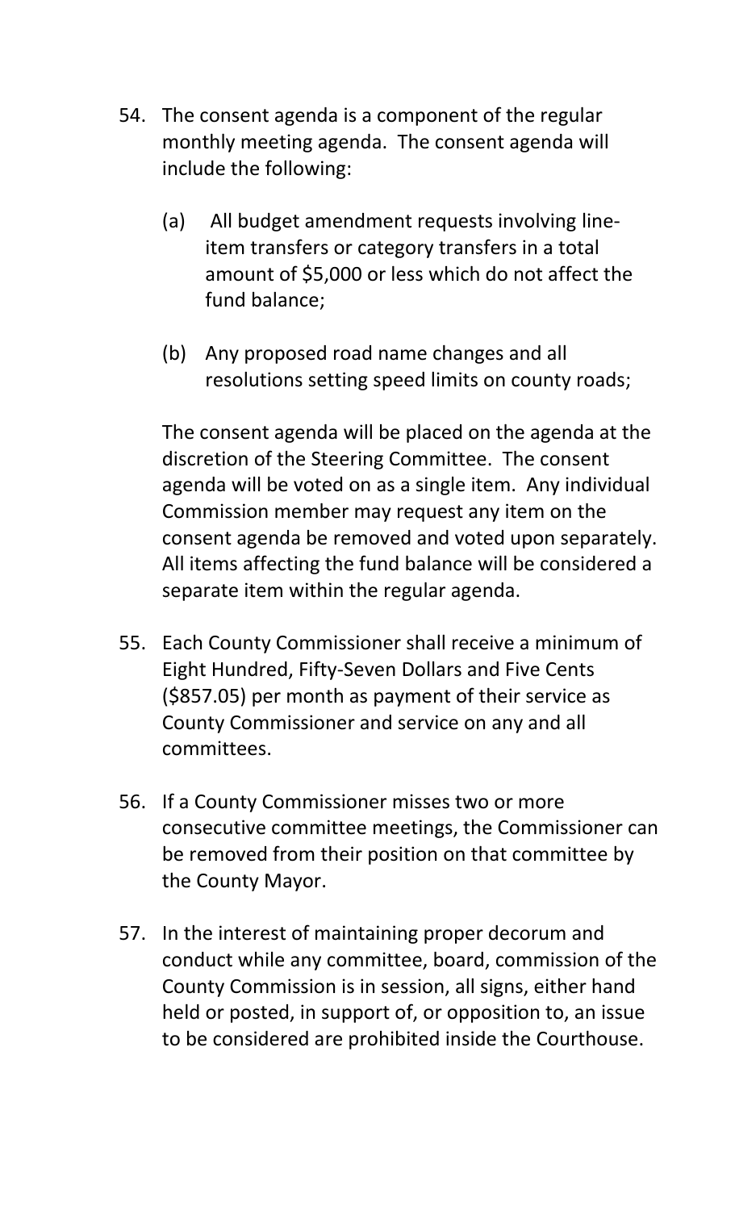54. The consent agenda is a component of the regular monthly meeting agenda. The consent agenda will include the following:

    (a) All budget amendment requests involving line-item transfers or category transfers in a total amount of $5,000 or less which do not affect the fund balance;

    (b) Any proposed road name changes and all resolutions setting speed limits on county roads;

    The consent agenda will be placed on the agenda at the discretion of the Steering Committee. The consent agenda will be voted on as a single item. Any individual Commission member may request any item on the consent agenda be removed and voted upon separately. All items affecting the fund balance will be considered a separate item within the regular agenda.

55. Each County Commissioner shall receive a minimum of Eight Hundred, Fifty-Seven Dollars and Five Cents ($857.05) per month as payment of their service as County Commissioner and service on any and all committees.

56. If a County Commissioner misses two or more consecutive committee meetings, the Commissioner can be removed from their position on that committee by the County Mayor.

57. In the interest of maintaining proper decorum and conduct while any committee, board, commission of the County Commission is in session, all signs, either hand held or posted, in support of, or opposition to, an issue to be considered are prohibited inside the Courthouse.